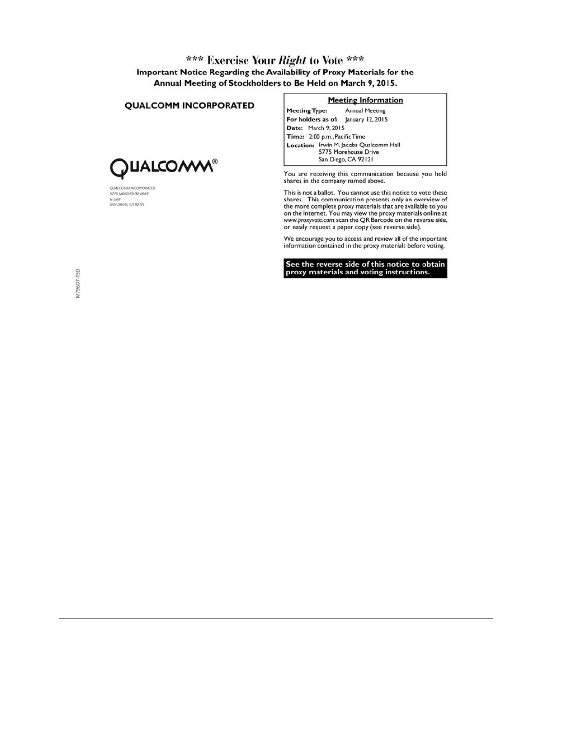# *** Exercise Your *Right* to Vote ***

## Important Notice Regarding the Availability of Proxy Materials for the Annual Meeting of Stockholders to Be Held on March 9, 2015.

**QUALCOMM INCORPORATED**

QUALCOMM®

QUALCOMM INCORPORATED
5775 MOREHOUSE DRIVE
N-520I
SAN DIEGO, CA 92121

M79607-TBD

**Meeting Information**

**Meeting Type:** Annual Meeting
**For holders as of:** January 12, 2015
**Date:** March 9, 2015
**Time:** 2:00 p.m., Pacific Time
**Location:** Irwin M. Jacobs Qualcomm Hall
5775 Morehouse Drive
San Diego, CA 92121

You are receiving this communication because you hold shares in the company named above.

This is not a ballot. You cannot use this notice to vote these shares. This communication presents only an overview of the more complete proxy materials that are available to you on the Internet. You may view the proxy materials online at *www.proxyvote.com*, scan the QR Barcode on the reverse side, or easily request a paper copy (see reverse side).

We encourage you to access and review all of the important information contained in the proxy materials before voting.

**See the reverse side of this notice to obtain proxy materials and voting instructions.**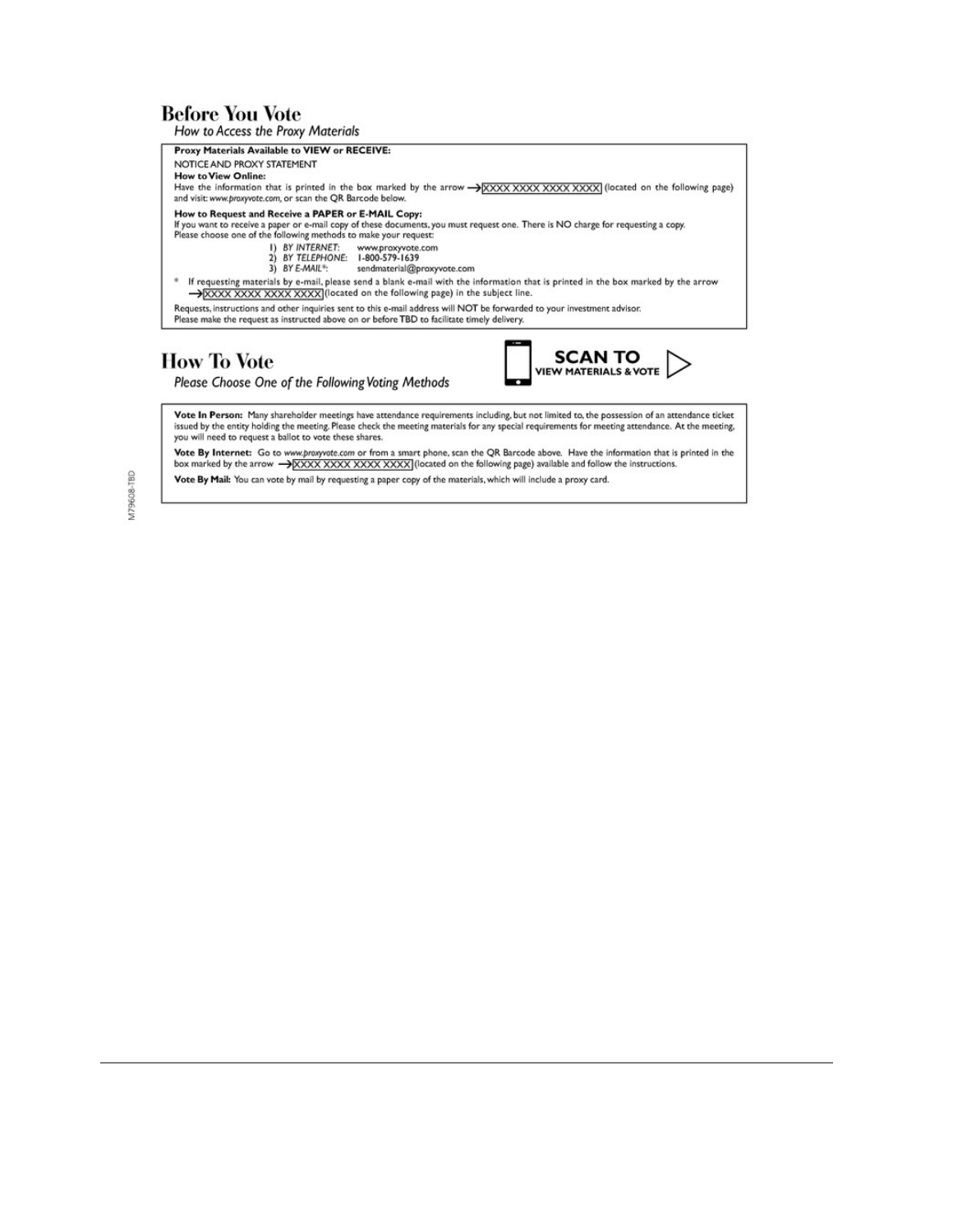# Before You Vote

*How to Access the Proxy Materials*

**Proxy Materials Available to VIEW or RECEIVE:**

NOTICE AND PROXY STATEMENT

**How to View Online:**

Have the information that is printed in the box marked by the arrow → XXXX XXXX XXXX XXXX (located on the following page) and visit: *www.proxyvote.com*, or scan the QR Barcode below.

**How to Request and Receive a PAPER or E-MAIL Copy:**

If you want to receive a paper or e-mail copy of these documents, you must request one. There is NO charge for requesting a copy. Please choose one of the following methods to make your request:

1) *BY INTERNET:* www.proxyvote.com
2) *BY TELEPHONE:* 1-800-579-1639
3) *BY E-MAIL*:* sendmaterial@proxyvote.com

* If requesting materials by e-mail, please send a blank e-mail with the information that is printed in the box marked by the arrow → XXXX XXXX XXXX XXXX (located on the following page) in the subject line.

Requests, instructions and other inquiries sent to this e-mail address will NOT be forwarded to your investment advisor. Please make the request as instructed above on or before TBD to facilitate timely delivery.

# How To Vote

*Please Choose One of the Following Voting Methods*

**SCAN TO VIEW MATERIALS & VOTE**

**Vote In Person:** Many shareholder meetings have attendance requirements including, but not limited to, the possession of an attendance ticket issued by the entity holding the meeting. Please check the meeting materials for any special requirements for meeting attendance. At the meeting, you will need to request a ballot to vote these shares.

**Vote By Internet:** Go to *www.proxyvote.com* or from a smart phone, scan the QR Barcode above. Have the information that is printed in the box marked by the arrow → XXXX XXXX XXXX XXXX (located on the following page) available and follow the instructions.

**Vote By Mail:** You can vote by mail by requesting a paper copy of the materials, which will include a proxy card.

M79608-TBD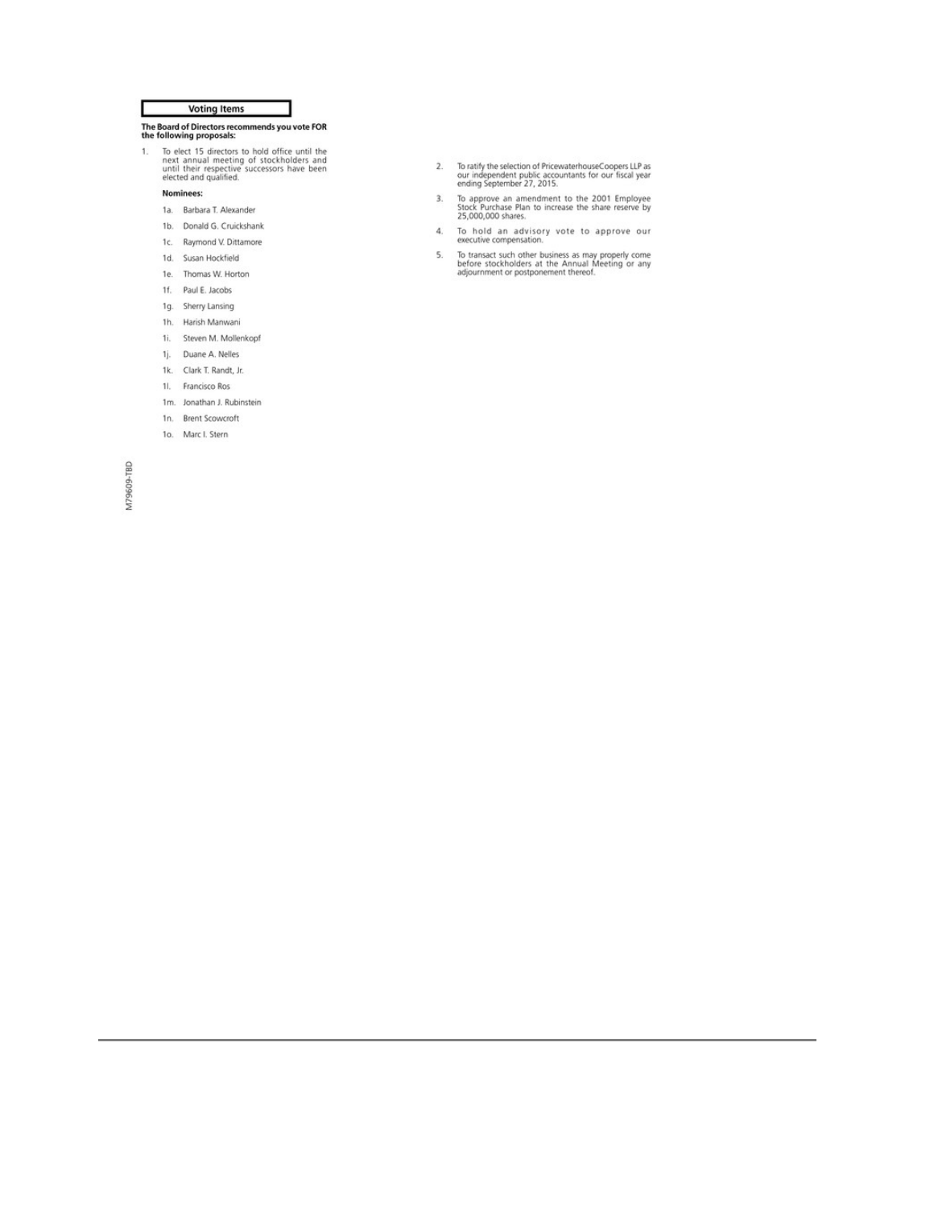## Voting Items

**The Board of Directors recommends you vote FOR the following proposals:**

1. To elect 15 directors to hold office until the next annual meeting of stockholders and until their respective successors have been elected and qualified.

   **Nominees:**

   1a. Barbara T. Alexander
   1b. Donald G. Cruickshank
   1c. Raymond V. Dittamore
   1d. Susan Hockfield
   1e. Thomas W. Horton
   1f. Paul E. Jacobs
   1g. Sherry Lansing
   1h. Harish Manwani
   1i. Steven M. Mollenkopf
   1j. Duane A. Nelles
   1k. Clark T. Randt, Jr.
   1l. Francisco Ros
   1m. Jonathan J. Rubinstein
   1n. Brent Scowcroft
   1o. Marc I. Stern

2. To ratify the selection of PricewaterhouseCoopers LLP as our independent public accountants for our fiscal year ending September 27, 2015.

3. To approve an amendment to the 2001 Employee Stock Purchase Plan to increase the share reserve by 25,000,000 shares.

4. To hold an advisory vote to approve our executive compensation.

5. To transact such other business as may properly come before stockholders at the Annual Meeting or any adjournment or postponement thereof.

M79609-TBD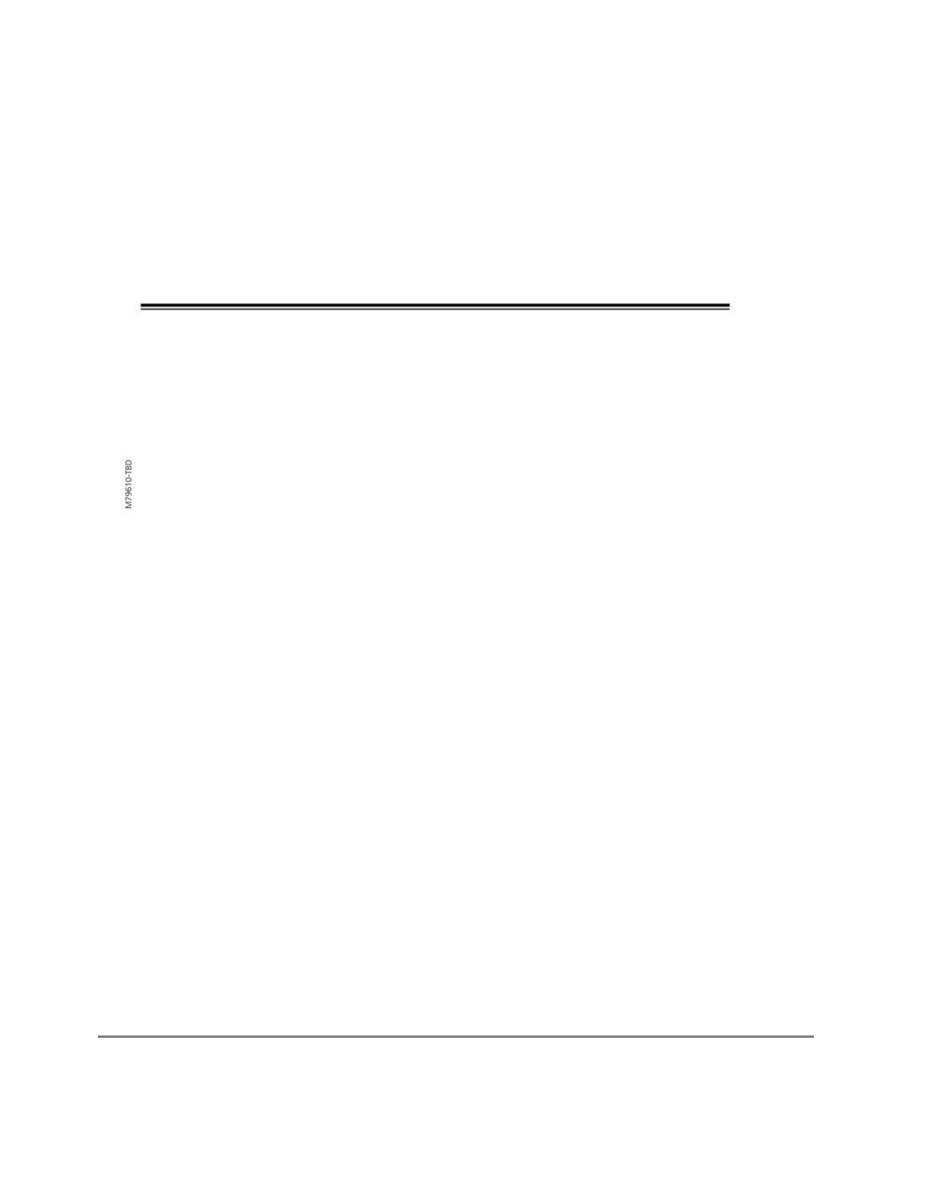M79610-TBD